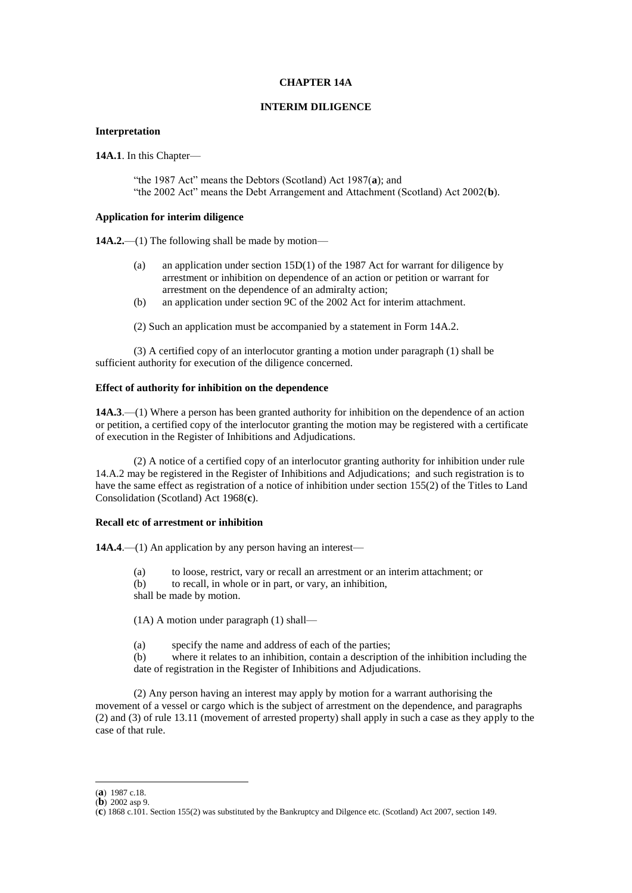# CHAPTER 14A

## INTERIM DILIGENCE

### Interpretation

**14A.1**. In this Chapter—

> "the 1987 Act" means the Debtors (Scotland) Act 1987([a]); and
> "the 2002 Act" means the Debt Arrangement and Attachment (Scotland) Act 2002([b]).

### Application for interim diligence

**14A.2.**—(1) The following shall be made by motion—

(a) an application under section 15D(1) of the 1987 Act for warrant for diligence by arrestment or inhibition on dependence of an action or petition or warrant for arrestment on the dependence of an admiralty action;

(b) an application under section 9C of the 2002 Act for interim attachment.

(2) Such an application must be accompanied by a statement in Form 14A.2.

(3) A certified copy of an interlocutor granting a motion under paragraph (1) shall be sufficient authority for execution of the diligence concerned.

### Effect of authority for inhibition on the dependence

**14A.3**.—(1) Where a person has been granted authority for inhibition on the dependence of an action or petition, a certified copy of the interlocutor granting the motion may be registered with a certificate of execution in the Register of Inhibitions and Adjudications.

(2) A notice of a certified copy of an interlocutor granting authority for inhibition under rule 14.A.2 may be registered in the Register of Inhibitions and Adjudications; and such registration is to have the same effect as registration of a notice of inhibition under section 155(2) of the Titles to Land Consolidation (Scotland) Act 1968([c]).

### Recall etc of arrestment or inhibition

**14A.4**.—(1) An application by any person having an interest—

(a) to loose, restrict, vary or recall an arrestment or an interim attachment; or

(b) to recall, in whole or in part, or vary, an inhibition,

shall be made by motion.

(1A) A motion under paragraph (1) shall—

(a) specify the name and address of each of the parties;

(b) where it relates to an inhibition, contain a description of the inhibition including the date of registration in the Register of Inhibitions and Adjudications.

(2) Any person having an interest may apply by motion for a warrant authorising the movement of a vessel or cargo which is the subject of arrestment on the dependence, and paragraphs (2) and (3) of rule 13.11 (movement of arrested property) shall apply in such a case as they apply to the case of that rule.

---

([a]) 1987 c.18.
([b]) 2002 asp 9.
([c]) 1868 c.101. Section 155(2) was substituted by the Bankruptcy and Dilgence etc. (Scotland) Act 2007, section 149.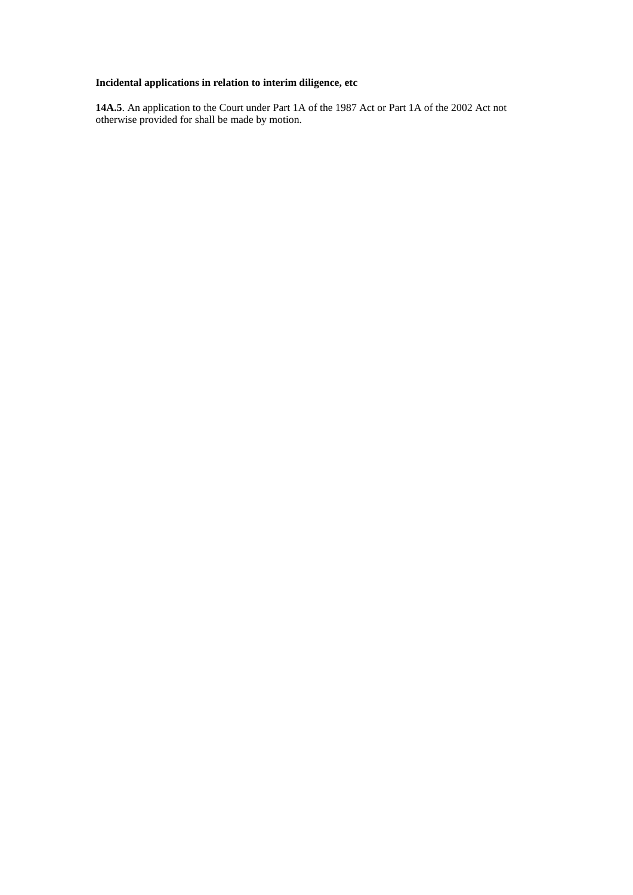**Incidental applications in relation to interim diligence, etc**

**14A.5**. An application to the Court under Part 1A of the 1987 Act or Part 1A of the 2002 Act not otherwise provided for shall be made by motion.